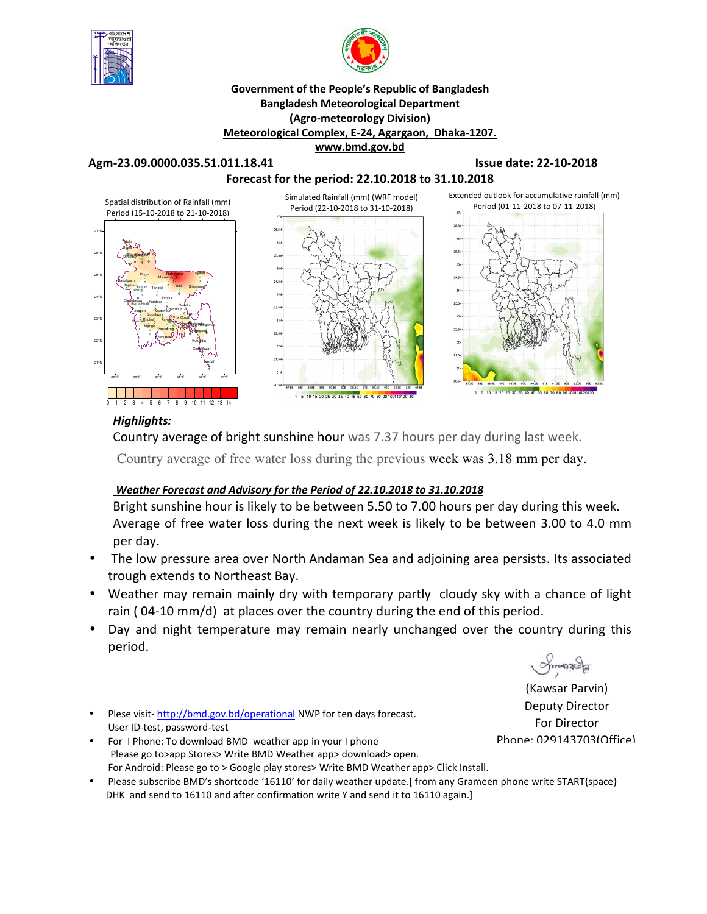**Government of the People's Republic of Bangladesh**
**Bangladesh Meteorological Department**
**(Agro-meteorology Division)**
**Meteorological Complex, E-24, Agargaon, Dhaka-1207.**
**www.bmd.gov.bd**

**Agm-23.09.0000.035.51.011.18.41** **Issue date: 22-10-2018**

**Forecast for the period: 22.10.2018 to 31.10.2018**

Spatial distribution of Rainfall (mm) Period (15-10-2018 to 21-10-2018)

Simulated Rainfall (mm) (WRF model) Period (22-10-2018 to 31-10-2018)

Extended outlook for accumulative rainfall (mm) Period (01-11-2018 to 07-11-2018)

***Highlights:***

Country average of bright sunshine hour was 7.37 hours per day during last week.

Country average of free water loss during the previous week was 3.18 mm per day.

***Weather Forecast and Advisory for the Period of 22.10.2018 to 31.10.2018***

Bright sunshine hour is likely to be between 5.50 to 7.00 hours per day during this week. Average of free water loss during the next week is likely to be between 3.00 to 4.0 mm per day.

- The low pressure area over North Andaman Sea and adjoining area persists. Its associated trough extends to Northeast Bay.
- Weather may remain mainly dry with temporary partly cloudy sky with a chance of light rain ( 04-10 mm/d) at places over the country during the end of this period.
- Day and night temperature may remain nearly unchanged over the country during this period.

(Kawsar Parvin)
Deputy Director
For Director
Phone: 029143703(Office)

- Plese visit- http://bmd.gov.bd/operational NWP for ten days forecast. User ID-test, password-test
- For I Phone: To download BMD weather app in your I phone Please go to>app Stores> Write BMD Weather app> download> open. For Android: Please go to > Google play stores> Write BMD Weather app> Click Install.
- Please subscribe BMD's shortcode '16110' for daily weather update.[ from any Grameen phone write START{space} DHK and send to 16110 and after confirmation write Y and send it to 16110 again.]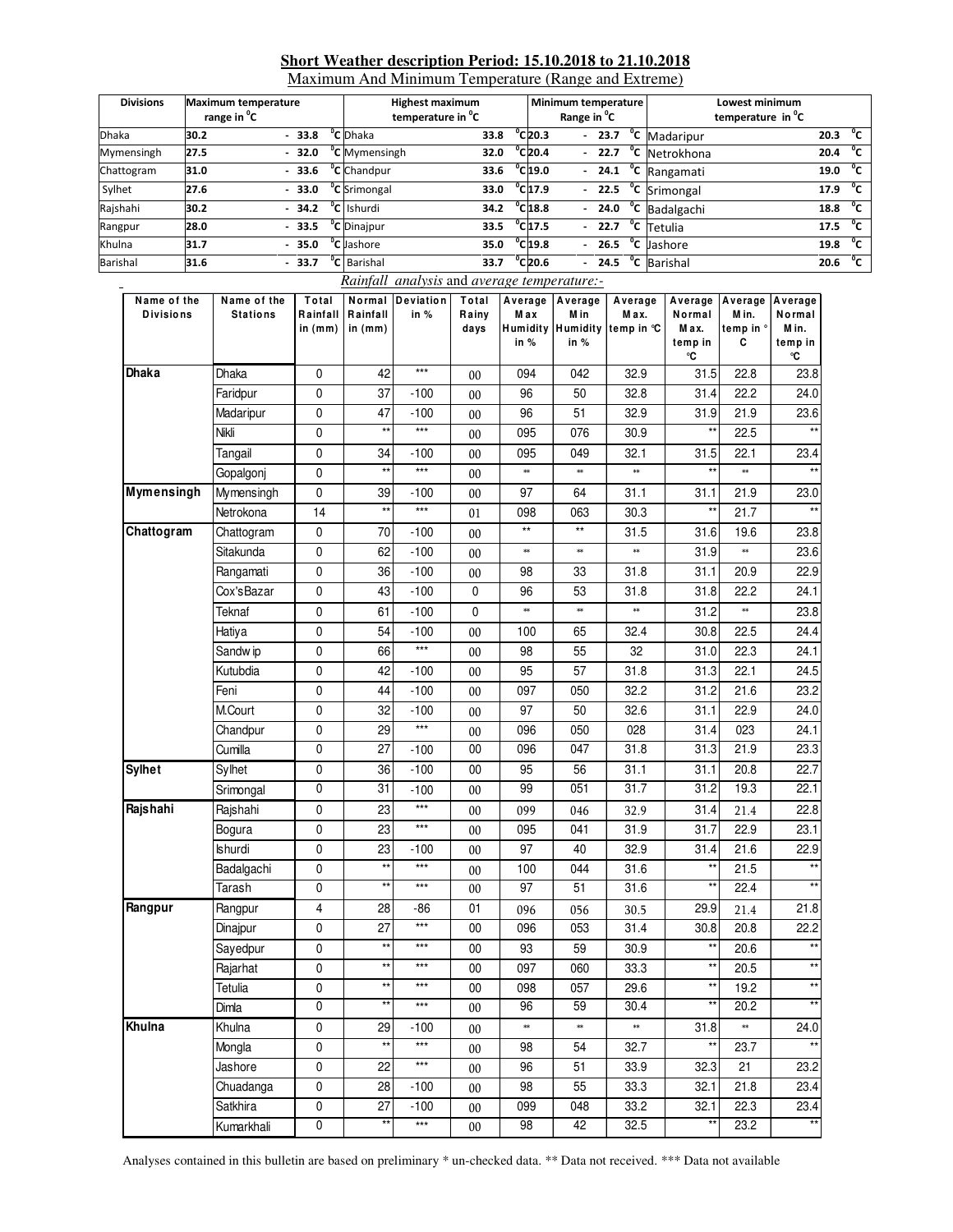## Short Weather description Period: 15.10.2018 to 21.10.2018

Maximum And Minimum Temperature (Range and Extreme)

| Divisions | Maximum temperature range in $^0$C | Highest maximum temperature in $^0$C | | Minimum temperature Range in $^0$C | Lowest minimum temperature in $^0$C | |
|---|---|---|---|---|---|---|
| Dhaka | 30.2 - 33.8 $^0$C | Dhaka | 33.8 $^0$C | 20.3 - 23.7 $^0$C | Madaripur | 20.3 $^0$C |
| Mymensingh | 27.5 - 32.0 $^0$C | Mymensingh | 32.0 $^0$C | 20.4 - 22.7 $^0$C | Netrokhona | 20.4 $^0$C |
| Chattogram | 31.0 - 33.6 $^0$C | Chandpur | 33.6 $^0$C | 19.0 - 24.1 $^0$C | Rangamati | 19.0 $^0$C |
| Sylhet | 27.6 - 33.0 $^0$C | Srimongal | 33.0 $^0$C | 17.9 - 22.5 $^0$C | Srimongal | 17.9 $^0$C |
| Rajshahi | 30.2 - 34.2 $^0$C | Ishurdi | 34.2 $^0$C | 18.8 - 24.0 $^0$C | Badalgachi | 18.8 $^0$C |
| Rangpur | 28.0 - 33.5 $^0$C | Dinajpur | 33.5 $^0$C | 17.5 - 22.7 $^0$C | Tetulia | 17.5 $^0$C |
| Khulna | 31.7 - 35.0 $^0$C | Jashore | 35.0 $^0$C | 19.8 - 26.5 $^0$C | Jashore | 19.8 $^0$C |
| Barishal | 31.6 - 33.7 $^0$C | Barishal | 33.7 $^0$C | 20.6 - 24.5 $^0$C | Barishal | 20.6 $^0$C |

*Rainfall analysis* and *average temperature:-*

| Name of the Divisions | Name of the Stations | Total Rainfall in (mm) | Normal Rainfall in (mm) | Deviation in % | Total Rainy days | Average Max Humidity in % | Average Min Humidity in % | Average Max. temp in ℃ | Average Normal Max. temp in ℃ | Average Min. temp in ° C | Average Normal Min. temp in ℃ |
|---|---|---|---|---|---|---|---|---|---|---|---|
| **Dhaka** | Dhaka | 0 | 42 | *** | 00 | 094 | 042 | 32.9 | 31.5 | 22.8 | 23.8 |
| | Faridpur | 0 | 37 | -100 | 00 | 96 | 50 | 32.8 | 31.4 | 22.2 | 24.0 |
| | Madaripur | 0 | 47 | -100 | 00 | 96 | 51 | 32.9 | 31.9 | 21.9 | 23.6 |
| | Nikli | 0 | ** | *** | 00 | 095 | 076 | 30.9 | ** | 22.5 | ** |
| | Tangail | 0 | 34 | -100 | 00 | 095 | 049 | 32.1 | 31.5 | 22.1 | 23.4 |
| | Gopalgonj | 0 | ** | *** | 00 | ** | ** | ** | ** | ** | ** |
| **Mymensingh** | Mymensingh | 0 | 39 | -100 | 00 | 97 | 64 | 31.1 | 31.1 | 21.9 | 23.0 |
| | Netrokona | 14 | ** | *** | 01 | 098 | 063 | 30.3 | ** | 21.7 | ** |
| **Chattogram** | Chattogram | 0 | 70 | -100 | 00 | ** | ** | 31.5 | 31.6 | 19.6 | 23.8 |
| | Sitakunda | 0 | 62 | -100 | 00 | ** | ** | ** | 31.9 | ** | 23.6 |
| | Rangamati | 0 | 36 | -100 | 00 | 98 | 33 | 31.8 | 31.1 | 20.9 | 22.9 |
| | Cox'sBazar | 0 | 43 | -100 | 0 | 96 | 53 | 31.8 | 31.8 | 22.2 | 24.1 |
| | Teknaf | 0 | 61 | -100 | 0 | ** | ** | ** | 31.2 | ** | 23.8 |
| | Hatiya | 0 | 54 | -100 | 00 | 100 | 65 | 32.4 | 30.8 | 22.5 | 24.4 |
| | Sandwip | 0 | 66 | *** | 00 | 98 | 55 | 32 | 31.0 | 22.3 | 24.1 |
| | Kutubdia | 0 | 42 | -100 | 00 | 95 | 57 | 31.8 | 31.3 | 22.1 | 24.5 |
| | Feni | 0 | 44 | -100 | 00 | 097 | 050 | 32.2 | 31.2 | 21.6 | 23.2 |
| | M.Court | 0 | 32 | -100 | 00 | 97 | 50 | 32.6 | 31.1 | 22.9 | 24.0 |
| | Chandpur | 0 | 29 | *** | 00 | 096 | 050 | 028 | 31.4 | 023 | 24.1 |
| | Cumilla | 0 | 27 | -100 | 00 | 096 | 047 | 31.8 | 31.3 | 21.9 | 23.3 |
| **Sylhet** | Sylhet | 0 | 36 | -100 | 00 | 95 | 56 | 31.1 | 31.1 | 20.8 | 22.7 |
| | Srimongal | 0 | 31 | -100 | 00 | 99 | 051 | 31.7 | 31.2 | 19.3 | 22.1 |
| **Rajshahi** | Rajshahi | 0 | 23 | *** | 00 | 099 | 046 | 32.9 | 31.4 | 21.4 | 22.8 |
| | Bogura | 0 | 23 | *** | 00 | 095 | 041 | 31.9 | 31.7 | 22.9 | 23.1 |
| | Ishurdi | 0 | 23 | -100 | 00 | 97 | 40 | 32.9 | 31.4 | 21.6 | 22.9 |
| | Badalgachi | 0 | ** | *** | 00 | 100 | 044 | 31.6 | ** | 21.5 | ** |
| | Tarash | 0 | ** | *** | 00 | 97 | 51 | 31.6 | ** | 22.4 | ** |
| **Rangpur** | Rangpur | 4 | 28 | -86 | 01 | 096 | 056 | 30.5 | 29.9 | 21.4 | 21.8 |
| | Dinajpur | 0 | 27 | *** | 00 | 096 | 053 | 31.4 | 30.8 | 20.8 | 22.2 |
| | Sayedpur | 0 | ** | *** | 00 | 93 | 59 | 30.9 | ** | 20.6 | ** |
| | Rajarhat | 0 | ** | *** | 00 | 097 | 060 | 33.3 | ** | 20.5 | ** |
| | Tetulia | 0 | ** | *** | 00 | 098 | 057 | 29.6 | ** | 19.2 | ** |
| | Dimla | 0 | ** | *** | 00 | 96 | 59 | 30.4 | ** | 20.2 | ** |
| **Khulna** | Khulna | 0 | 29 | -100 | 00 | ** | ** | ** | 31.8 | ** | 24.0 |
| | Mongla | 0 | ** | *** | 00 | 98 | 54 | 32.7 | ** | 23.7 | ** |
| | Jashore | 0 | 22 | *** | 00 | 96 | 51 | 33.9 | 32.3 | 21 | 23.2 |
| | Chuadanga | 0 | 28 | -100 | 00 | 98 | 55 | 33.3 | 32.1 | 21.8 | 23.4 |
| | Satkhira | 0 | 27 | -100 | 00 | 099 | 048 | 33.2 | 32.1 | 22.3 | 23.4 |
| | Kumarkhali | 0 | ** | *** | 00 | 98 | 42 | 32.5 | ** | 23.2 | ** |

Analyses contained in this bulletin are based on preliminary * un-checked data. ** Data not received. *** Data not available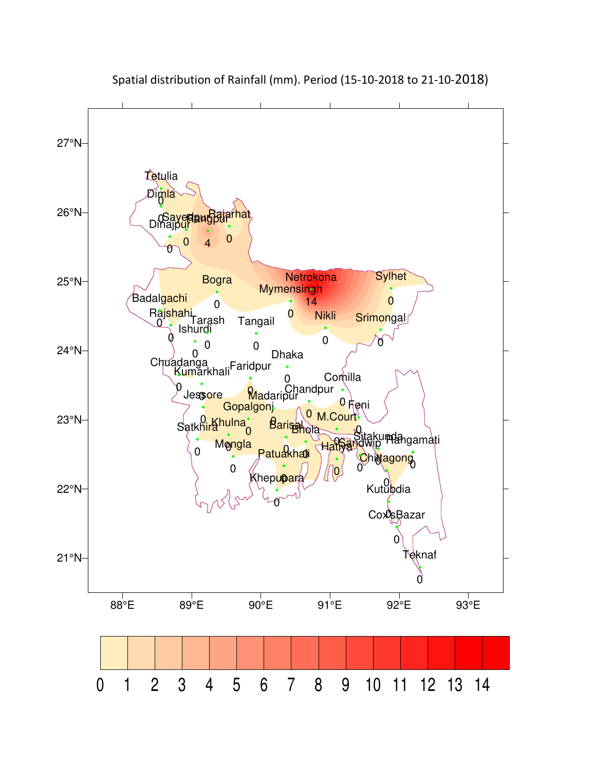Spatial distribution of Rainfall (mm). Period (15-10-2018 to 21-10-2018)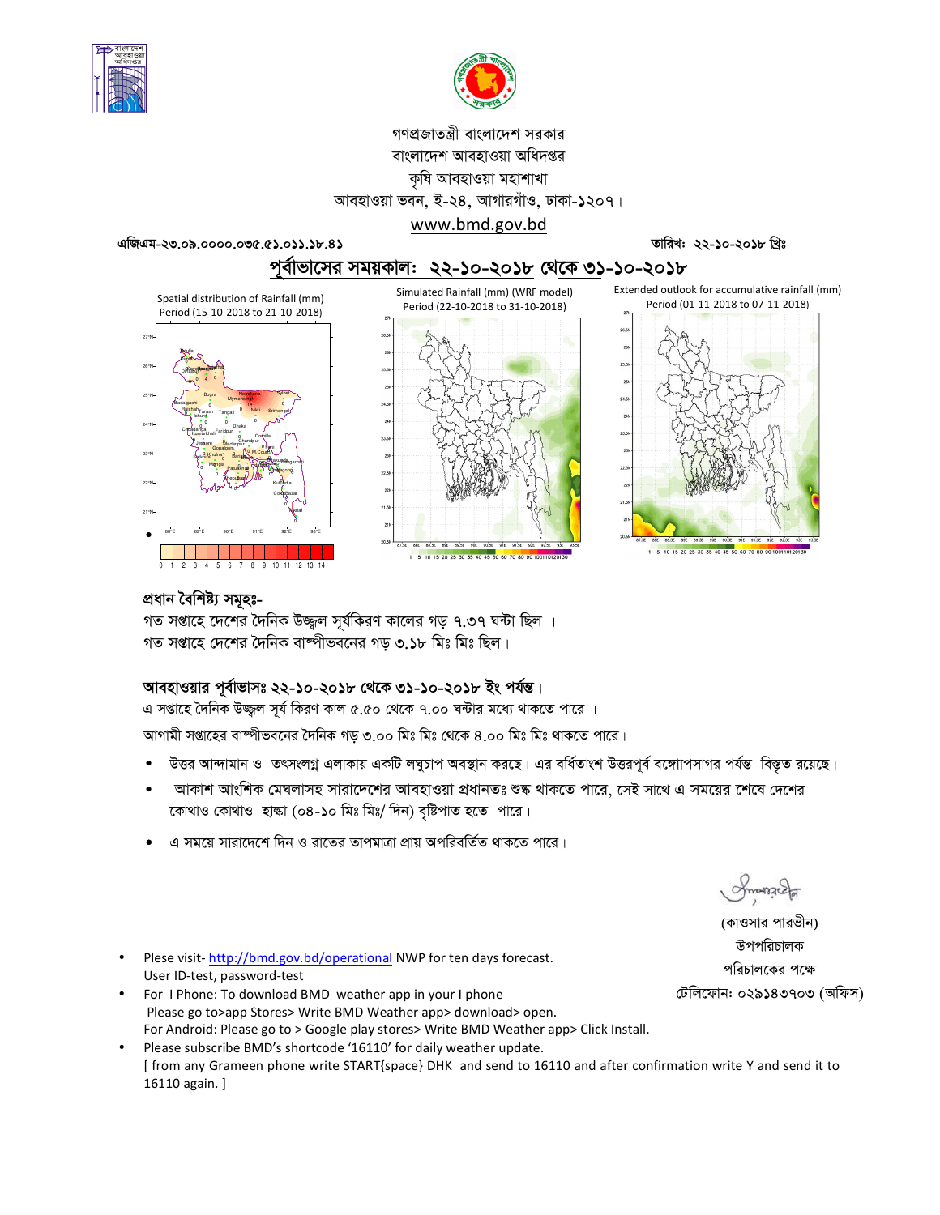গণপ্রজাতন্ত্রী বাংলাদেশ সরকার
বাংলাদেশ আবহাওয়া অধিদপ্তর
কৃষি আবহাওয়া মহাশাখা
আবহাওয়া ভবন, ই-২৪, আগারগাঁও, ঢাকা-১২০৭।
www.bmd.gov.bd

এজিএম-২৩.০৯.০০০০.০৩৫.৫১.০১১.১৮.৪১

তারিখ: ২২-১০-২০১৮ খ্রিঃ

# পূর্বাভাসের সময়কাল: ২২-১০-২০১৮ থেকে ৩১-১০-২০১৮

Spatial distribution of Rainfall (mm) Period (15-10-2018 to 21-10-2018)

Simulated Rainfall (mm) (WRF model) Period (22-10-2018 to 31-10-2018)

Extended outlook for accumulative rainfall (mm) Period (01-11-2018 to 07-11-2018)

## প্রধান বৈশিষ্ট্য সমূহঃ-

গত সপ্তাহে দেশের দৈনিক উজ্জ্বল সূর্যকিরণ কালের গড় ৭.৩৭ ঘন্টা ছিল ।
গত সপ্তাহে দেশের দৈনিক বাষ্পীভবনের গড় ৩.১৮ মিঃ মিঃ ছিল।

## আবহাওয়ার পূর্বাভাসঃ ২২-১০-২০১৮ থেকে ৩১-১০-২০১৮ ইং পর্যন্ত।

এ সপ্তাহে দৈনিক উজ্জ্বল সূর্য কিরণ কাল ৫.৫০ থেকে ৭.০০ ঘন্টার মধ্যে থাকতে পারে ।

আগামী সপ্তাহের বাষ্পীভবনের দৈনিক গড় ৩.০০ মিঃ মিঃ থেকে ৪.০০ মিঃ মিঃ থাকতে পারে।

- উত্তর আন্দামান ও তৎসংলগ্ন এলাকায় একটি লঘুচাপ অবস্থান করছে। এর বর্ধিতাংশ উত্তরপূর্ব বঙ্গোপসাগর পর্যন্ত বিস্তৃত রয়েছে।
- আকাশ আংশিক মেঘলাসহ সারাদেশের আবহাওয়া প্রধানতঃ শুষ্ক থাকতে পারে, সেই সাথে এ সময়ের শেষে দেশের কোথাও কোথাও হাল্কা (০৪-১০ মিঃ মিঃ/ দিন) বৃষ্টিপাত হতে পারে।
- এ সময়ে সারাদেশে দিন ও রাতের তাপমাত্রা প্রায় অপরিবর্তিত থাকতে পারে।

(কাওসার পারভীন)
উপপরিচালক
পরিচালকের পক্ষে
টেলিফোন: ০২৯১৪৩৭০৩ (অফিস)

- Plese visit- http://bmd.gov.bd/operational NWP for ten days forecast. User ID-test, password-test
- For I Phone: To download BMD weather app in your I phone Please go to>app Stores> Write BMD Weather app> download> open. For Android: Please go to > Google play stores> Write BMD Weather app> Click Install.
- Please subscribe BMD's shortcode '16110' for daily weather update. [ from any Grameen phone write START{space} DHK and send to 16110 and after confirmation write Y and send it to 16110 again. ]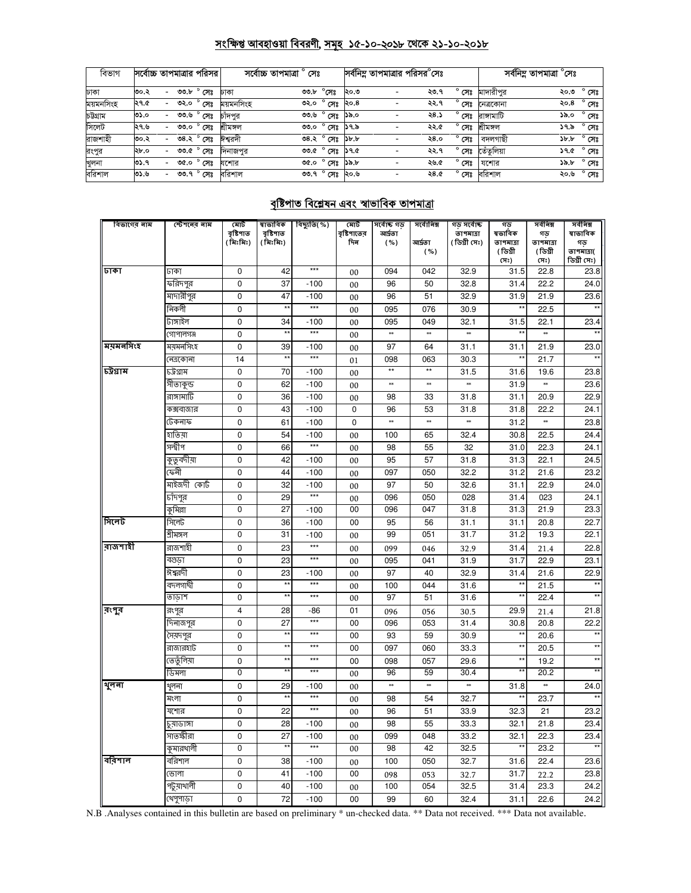## সংক্ষিপ্ত আবহাওয়া বিবরণী, সমূহ ১৫-১০-২০১৮ থেকে ২১-১০-২০১৮

| বিভাগ | সর্বোচ্চ তাপমাত্রার পরিসর | সর্বোচ্চ তাপমাত্রা ° সেঃ | | সর্বনিম্ন তাপমাত্রার পরিসর°সেঃ | সর্বনিম্ন তাপমাত্রা °সেঃ | |
|---|---|---|---|---|---|---|
| ঢাকা | ৩০.২ - ৩৩.৮ ° সেঃ | ঢাকা | ৩৩.৮ °সেঃ | ২০.৩ - ২৩.৭ ° সেঃ | মাদারীপুর | ২০.৩ ° সেঃ |
| ময়মনসিংহ | ২৭.৫ - ৩২.০ ° সেঃ | ময়মনসিংহ | ৩২.০ ° সেঃ | ২০.৪ - ২২.৭ ° সেঃ | নেত্রকোনা | ২০.৪ ° সেঃ |
| চট্টগ্রাম | ৩১.০ - ৩৩.৬ ° সেঃ | চাঁদপুর | ৩৩.৬ ° সেঃ | ১৯.০ - ২৪.১ ° সেঃ | রাঙ্গামাটি | ১৯.০ ° সেঃ |
| সিলেট | ২৭.৬ - ৩৩.০ ° সেঃ | শ্রীমঙ্গল | ৩৩.০ ° সেঃ | ১৭.৯ - ২২.৫ ° সেঃ | শ্রীমঙ্গল | ১৭.৯ ° সেঃ |
| রাজশাহী | ৩০.২ - ৩৪.২ ° সেঃ | ঈশ্বরদী | ৩৪.২ ° সেঃ | ১৮.৮ - ২৪.০ ° সেঃ | বদলগাছী | ১৮.৮ ° সেঃ |
| রংপুর | ২৮.০ - ৩৩.৫ ° সেঃ | দিনাজপুর | ৩৩.৫ ° সেঃ | ১৭.৫ - ২২.৭ ° সেঃ | তেঁতুলিয়া | ১৭.৫ ° সেঃ |
| খুলনা | ৩১.৭ - ৩৫.০ ° সেঃ | যশোর | ৩৫.০ ° সেঃ | ১৯.৮ - ২৬.৫ ° সেঃ | যশোর | ১৯.৮ ° সেঃ |
| বরিশাল | ৩১.৬ - ৩৩.৭ ° সেঃ | বরিশাল | ৩৩.৭ ° সেঃ | ২০.৬ - ২৪.৫ ° সেঃ | বরিশাল | ২০.৬ ° সেঃ |

## বৃষ্টিপাত বিশ্লেষন এবং স্বাভাবিক তাপমাত্রা

| বিভাগের নাম | স্টেশনের নাম | মোট বৃষ্টিপাত (মিঃমিঃ) | স্বাভাবিক বৃষ্টিপাত (মিঃমিঃ) | বিচ্যুতি(%) | মোট বৃষ্টিপাতের দিন | সর্বোচ্চ গড় আর্দ্রতা (%) | সর্বোনিম্ন আর্দ্রতা (%) | গড় সর্বোচ্চ তাপমাত্রা (ডিগ্রী সেঃ) | গড় স্বাভাবিক তাপমাত্রা (ডিগ্রী সেঃ) | সর্বনিম্ন গড় তাপমাত্রা (ডিগ্রী সেঃ) | সর্বনিম্ন স্বাভাবিক গড় তাপমাত্রা( ডিগ্রী সেঃ) |
|---|---|---|---|---|---|---|---|---|---|---|---|
| ঢাকা | ঢাকা | 0 | 42 | *** | 00 | 094 | 042 | 32.9 | 31.5 | 22.8 | 23.8 |
| | ফরিদপুর | 0 | 37 | -100 | 00 | 96 | 50 | 32.8 | 31.4 | 22.2 | 24.0 |
| | মাদারীপুর | 0 | 47 | -100 | 00 | 96 | 51 | 32.9 | 31.9 | 21.9 | 23.6 |
| | নিকলী | 0 | ** | *** | 00 | 095 | 076 | 30.9 | ** | 22.5 | ** |
| | টাঙ্গাইল | 0 | 34 | -100 | 00 | 095 | 049 | 32.1 | 31.5 | 22.1 | 23.4 |
| | গোপালগঞ্জ | 0 | ** | *** | 00 | ** | ** | ** | ** | ** | ** |
| ময়মনসিংহ | ময়মনসিংহ | 0 | 39 | -100 | 00 | 97 | 64 | 31.1 | 31.1 | 21.9 | 23.0 |
| | নেত্রকোনা | 14 | ** | *** | 01 | 098 | 063 | 30.3 | ** | 21.7 | ** |
| চট্টগ্রাম | চট্টগ্রাম | 0 | 70 | -100 | 00 | ** | ** | 31.5 | 31.6 | 19.6 | 23.8 |
| | সীতাকুন্ড | 0 | 62 | -100 | 00 | ** | ** | ** | 31.9 | ** | 23.6 |
| | রাঙ্গামাটি | 0 | 36 | -100 | 00 | 98 | 33 | 31.8 | 31.1 | 20.9 | 22.9 |
| | কক্সবাজার | 0 | 43 | -100 | 0 | 96 | 53 | 31.8 | 31.8 | 22.2 | 24.1 |
| | টেকনাফ | 0 | 61 | -100 | 0 | ** | ** | ** | 31.2 | ** | 23.8 |
| | হাতিয়া | 0 | 54 | -100 | 00 | 100 | 65 | 32.4 | 30.8 | 22.5 | 24.4 |
| | সন্দ্বীপ | 0 | 66 | *** | 00 | 98 | 55 | 32 | 31.0 | 22.3 | 24.1 |
| | কুতুবদীয়া | 0 | 42 | -100 | 00 | 95 | 57 | 31.8 | 31.3 | 22.1 | 24.5 |
| | ফেনী | 0 | 44 | -100 | 00 | 097 | 050 | 32.2 | 31.2 | 21.6 | 23.2 |
| | মাইজদী কোর্ট | 0 | 32 | -100 | 00 | 97 | 50 | 32.6 | 31.1 | 22.9 | 24.0 |
| | চাঁদপুর | 0 | 29 | *** | 00 | 096 | 050 | 028 | 31.4 | 023 | 24.1 |
| | কুমিল্লা | 0 | 27 | -100 | 00 | 096 | 047 | 31.8 | 31.3 | 21.9 | 23.3 |
| সিলেট | সিলেট | 0 | 36 | -100 | 00 | 95 | 56 | 31.1 | 31.1 | 20.8 | 22.7 |
| | শ্রীমঙ্গল | 0 | 31 | -100 | 00 | 99 | 051 | 31.7 | 31.2 | 19.3 | 22.1 |
| রাজশাহী | রাজশাহী | 0 | 23 | *** | 00 | 099 | 046 | 32.9 | 31.4 | 21.4 | 22.8 |
| | বগুড়া | 0 | 23 | *** | 00 | 095 | 041 | 31.9 | 31.7 | 22.9 | 23.1 |
| | ঈশ্বরদী | 0 | 23 | -100 | 00 | 97 | 40 | 32.9 | 31.4 | 21.6 | 22.9 |
| | বদলগাছী | 0 | ** | *** | 00 | 100 | 044 | 31.6 | ** | 21.5 | ** |
| | তাড়াশ | 0 | ** | *** | 00 | 97 | 51 | 31.6 | ** | 22.4 | ** |
| রংপুর | রংপুর | 4 | 28 | -86 | 01 | 096 | 056 | 30.5 | 29.9 | 21.4 | 21.8 |
| | দিনাজপুর | 0 | 27 | *** | 00 | 096 | 053 | 31.4 | 30.8 | 20.8 | 22.2 |
| | সৈয়দপুর | 0 | ** | *** | 00 | 93 | 59 | 30.9 | ** | 20.6 | ** |
| | রাজারহাট | 0 | ** | *** | 00 | 097 | 060 | 33.3 | ** | 20.5 | ** |
| | তেতুঁলিয়া | 0 | ** | *** | 00 | 098 | 057 | 29.6 | ** | 19.2 | ** |
| | ডিমলা | 0 | ** | *** | 00 | 96 | 59 | 30.4 | ** | 20.2 | ** |
| খুলনা | খুলনা | 0 | 29 | -100 | 00 | ** | ** | ** | 31.8 | ** | 24.0 |
| | মংলা | 0 | ** | *** | 00 | 98 | 54 | 32.7 | ** | 23.7 | ** |
| | যশোর | 0 | 22 | *** | 00 | 96 | 51 | 33.9 | 32.3 | 21 | 23.2 |
| | চুয়াডাঙ্গা | 0 | 28 | -100 | 00 | 98 | 55 | 33.3 | 32.1 | 21.8 | 23.4 |
| | সাতক্ষীরা | 0 | 27 | -100 | 00 | 099 | 048 | 33.2 | 32.1 | 22.3 | 23.4 |
| | কুমারখালী | 0 | ** | *** | 00 | 98 | 42 | 32.5 | ** | 23.2 | ** |
| বরিশাল | বরিশাল | 0 | 38 | -100 | 00 | 100 | 050 | 32.7 | 31.6 | 22.4 | 23.6 |
| | ভোলা | 0 | 41 | -100 | 00 | 098 | 053 | 32.7 | 31.7 | 22.2 | 23.8 |
| | পটুয়াখালী | 0 | 40 | -100 | 00 | 100 | 054 | 32.5 | 31.4 | 23.3 | 24.2 |
| | খেপুপাড়া | 0 | 72 | -100 | 00 | 99 | 60 | 32.4 | 31.1 | 22.6 | 24.2 |

N.B .Analyses contained in this bulletin are based on preliminary * un-checked data. ** Data not received. *** Data not available.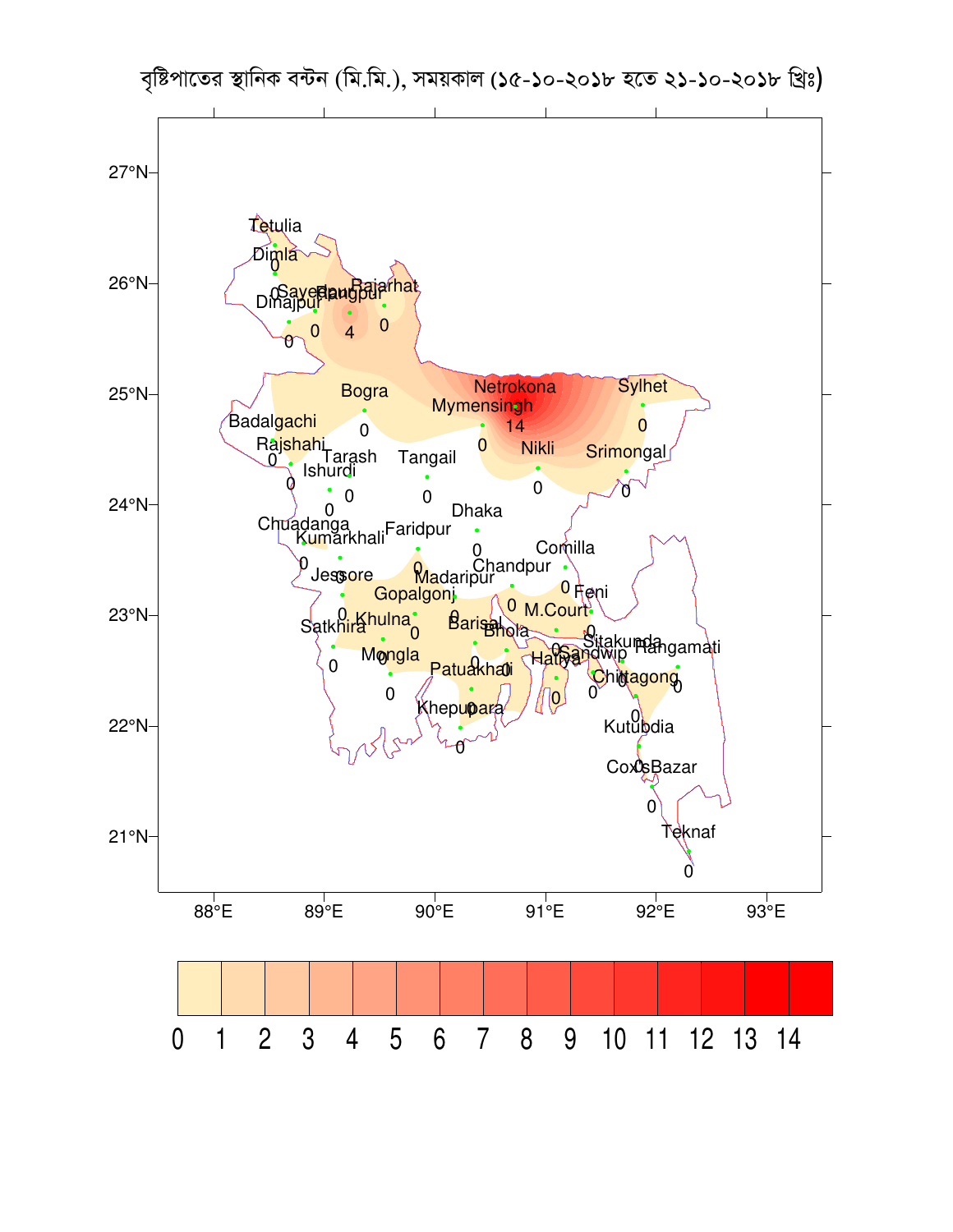বৃষ্টিপাতের স্থানিক বন্টন (মি.মি.), সময়কাল (১৫-১০-২০১৮ হতে ২১-১০-২০১৮ খ্রিঃ)

27°N
26°N
25°N
24°N
23°N
22°N
21°N

88°E 89°E 90°E 91°E 92°E 93°E

Tetulia
Dimla 0
Sayedpur 0
Rangpur 4
Rajarhat 0
Dinajpur 0
Bogra 0
Badalgachi
Rajshahi 0
Tarash 0
Ishurdi 0
Tangail 0
Mymensingh 0
Netrokona 14
Nikli 0
Sylhet 0
Srimongal 0
Dhaka 0
Chuadanga 0
Kumarkhali 0
Faridpur 0
Comilla 0
Chandpur 0
Jessore 0
Madaripur 0
Gopalgonj 0
Feni 0
M.Court 0
Khulna 0
Satkhira 0
Barisal 0
Bhola 0
Sitakunda 0
Rangamati 0
Mongla 0
Sandwip 0
Hatiya 0
Patuakhali 0
Chittagong 0
Khepupara 0
Kutubdia 0
CoxsBazar 0
Teknaf 0

0 1 2 3 4 5 6 7 8 9 10 11 12 13 14